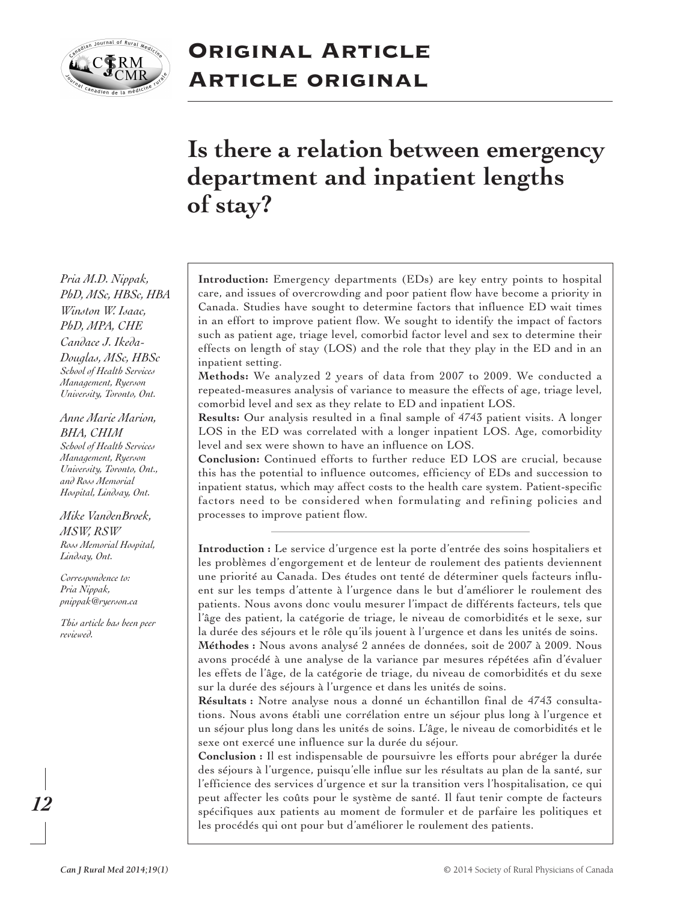# ORIGINAL ARTICLE
# ARTICLE ORIGINAL

# Is there a relation between emergency department and inpatient lengths of stay?

*Pria M.D. Nippak, PhD, MSc, HBSc, HBA*
*Winston W. Isaac, PhD, MPA, CHE*
*Candace J. Ikeda-Douglas, MSc, HBSc*
*School of Health Services Management, Ryerson University, Toronto, Ont.*

*Anne Marie Marion, BHA, CHIM*
*School of Health Services Management, Ryerson University, Toronto, Ont., and Ross Memorial Hospital, Lindsay, Ont.*

*Mike VandenBroek, MSW, RSW*
*Ross Memorial Hospital, Lindsay, Ont.*

*Correspondence to: Pria Nippak, pnippak@ryerson.ca*

*This article has been peer reviewed.*

**Introduction:** Emergency departments (EDs) are key entry points to hospital care, and issues of overcrowding and poor patient flow have become a priority in Canada. Studies have sought to determine factors that influence ED wait times in an effort to improve patient flow. We sought to identify the impact of factors such as patient age, triage level, comorbid factor level and sex to determine their effects on length of stay (LOS) and the role that they play in the ED and in an inpatient setting.

**Methods:** We analyzed 2 years of data from 2007 to 2009. We conducted a repeated-measures analysis of variance to measure the effects of age, triage level, comorbid level and sex as they relate to ED and inpatient LOS.

**Results:** Our analysis resulted in a final sample of 4743 patient visits. A longer LOS in the ED was correlated with a longer inpatient LOS. Age, comorbidity level and sex were shown to have an influence on LOS.

**Conclusion:** Continued efforts to further reduce ED LOS are crucial, because this has the potential to influence outcomes, efficiency of EDs and succession to inpatient status, which may affect costs to the health care system. Patient-specific factors need to be considered when formulating and refining policies and processes to improve patient flow.

---

**Introduction :** Le service d'urgence est la porte d'entrée des soins hospitaliers et les problèmes d'engorgement et de lenteur de roulement des patients deviennent une priorité au Canada. Des études ont tenté de déterminer quels facteurs influent sur les temps d'attente à l'urgence dans le but d'améliorer le roulement des patients. Nous avons donc voulu mesurer l'impact de différents facteurs, tels que l'âge des patient, la catégorie de triage, le niveau de comorbidités et le sexe, sur la durée des séjours et le rôle qu'ils jouent à l'urgence et dans les unités de soins.

**Méthodes :** Nous avons analysé 2 années de données, soit de 2007 à 2009. Nous avons procédé à une analyse de la variance par mesures répétées afin d'évaluer les effets de l'âge, de la catégorie de triage, du niveau de comorbidités et du sexe sur la durée des séjours à l'urgence et dans les unités de soins.

**Résultats :** Notre analyse nous a donné un échantillon final de 4743 consultations. Nous avons établi une corrélation entre un séjour plus long à l'urgence et un séjour plus long dans les unités de soins. L'âge, le niveau de comorbidités et le sexe ont exercé une influence sur la durée du séjour.

**Conclusion :** Il est indispensable de poursuivre les efforts pour abréger la durée des séjours à l'urgence, puisqu'elle influe sur les résultats au plan de la santé, sur l'efficience des services d'urgence et sur la transition vers l'hospitalisation, ce qui peut affecter les coûts pour le système de santé. Il faut tenir compte de facteurs spécifiques aux patients au moment de formuler et de parfaire les politiques et les procédés qui ont pour but d'améliorer le roulement des patients.

© 2014 Society of Rural Physicians of Canada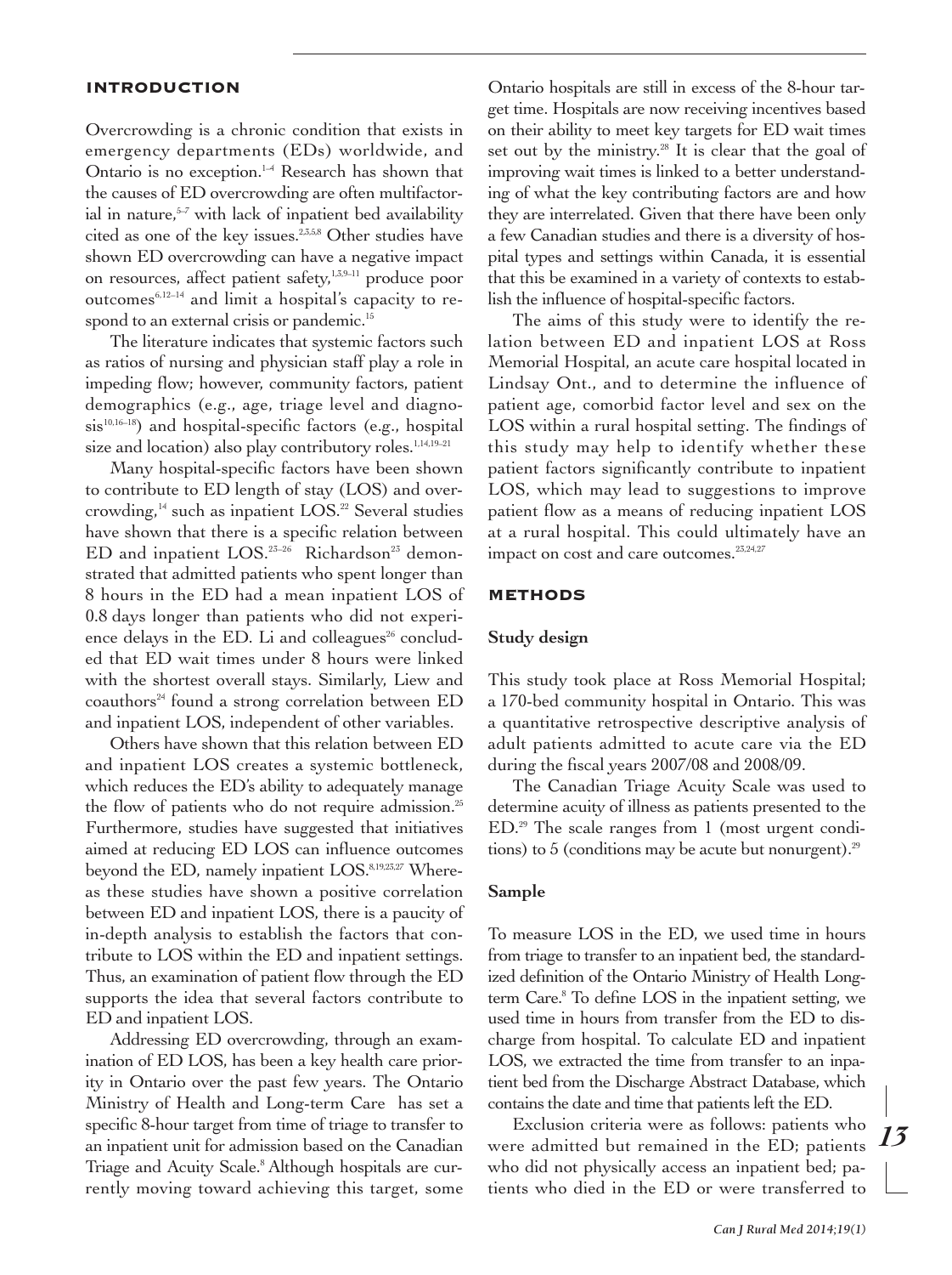## INTRODUCTION

Overcrowding is a chronic condition that exists in emergency departments (EDs) worldwide, and Ontario is no exception.[1–4] Research has shown that the causes of ED overcrowding are often multifactorial in nature,[5–7] with lack of inpatient bed availability cited as one of the key issues.[2,3,5,8] Other studies have shown ED overcrowding can have a negative impact on resources, affect patient safety,[1,3,9–11] produce poor outcomes[6,12–14] and limit a hospital's capacity to respond to an external crisis or pandemic.[15]

The literature indicates that systemic factors such as ratios of nursing and physician staff play a role in impeding flow; however, community factors, patient demographics (e.g., age, triage level and diagnosis[10,16–18]) and hospital-specific factors (e.g., hospital size and location) also play contributory roles.[1,14,19–21]

Many hospital-specific factors have been shown to contribute to ED length of stay (LOS) and overcrowding,[14] such as inpatient LOS.[22] Several studies have shown that there is a specific relation between ED and inpatient LOS.[23–26] Richardson[23] demonstrated that admitted patients who spent longer than 8 hours in the ED had a mean inpatient LOS of 0.8 days longer than patients who did not experience delays in the ED. Li and colleagues[26] concluded that ED wait times under 8 hours were linked with the shortest overall stays. Similarly, Liew and coauthors[24] found a strong correlation between ED and inpatient LOS, independent of other variables.

Others have shown that this relation between ED and inpatient LOS creates a systemic bottleneck, which reduces the ED's ability to adequately manage the flow of patients who do not require admission.[25] Furthermore, studies have suggested that initiatives aimed at reducing ED LOS can influence outcomes beyond the ED, namely inpatient LOS.[8,19,23,27] Whereas these studies have shown a positive correlation between ED and inpatient LOS, there is a paucity of in-depth analysis to establish the factors that contribute to LOS within the ED and inpatient settings. Thus, an examination of patient flow through the ED supports the idea that several factors contribute to ED and inpatient LOS.

Addressing ED overcrowding, through an examination of ED LOS, has been a key health care priority in Ontario over the past few years. The Ontario Ministry of Health and Long-term Care has set a specific 8-hour target from time of triage to transfer to an inpatient unit for admission based on the Canadian Triage and Acuity Scale.[8] Although hospitals are currently moving toward achieving this target, some Ontario hospitals are still in excess of the 8-hour target time. Hospitals are now receiving incentives based on their ability to meet key targets for ED wait times set out by the ministry.[28] It is clear that the goal of improving wait times is linked to a better understanding of what the key contributing factors are and how they are interrelated. Given that there have been only a few Canadian studies and there is a diversity of hospital types and settings within Canada, it is essential that this be examined in a variety of contexts to establish the influence of hospital-specific factors.

The aims of this study were to identify the relation between ED and inpatient LOS at Ross Memorial Hospital, an acute care hospital located in Lindsay Ont., and to determine the influence of patient age, comorbid factor level and sex on the LOS within a rural hospital setting. The findings of this study may help to identify whether these patient factors significantly contribute to inpatient LOS, which may lead to suggestions to improve patient flow as a means of reducing inpatient LOS at a rural hospital. This could ultimately have an impact on cost and care outcomes.[23,24,27]

## METHODS

### Study design

This study took place at Ross Memorial Hospital; a 170-bed community hospital in Ontario. This was a quantitative retrospective descriptive analysis of adult patients admitted to acute care via the ED during the fiscal years 2007/08 and 2008/09.

The Canadian Triage Acuity Scale was used to determine acuity of illness as patients presented to the ED.[29] The scale ranges from 1 (most urgent conditions) to 5 (conditions may be acute but nonurgent).[29]

### Sample

To measure LOS in the ED, we used time in hours from triage to transfer to an inpatient bed, the standardized definition of the Ontario Ministry of Health Long-term Care.[8] To define LOS in the inpatient setting, we used time in hours from transfer from the ED to discharge from hospital. To calculate ED and inpatient LOS, we extracted the time from transfer to an inpatient bed from the Discharge Abstract Database, which contains the date and time that patients left the ED.

Exclusion criteria were as follows: patients who were admitted but remained in the ED; patients who did not physically access an inpatient bed; patients who died in the ED or were transferred to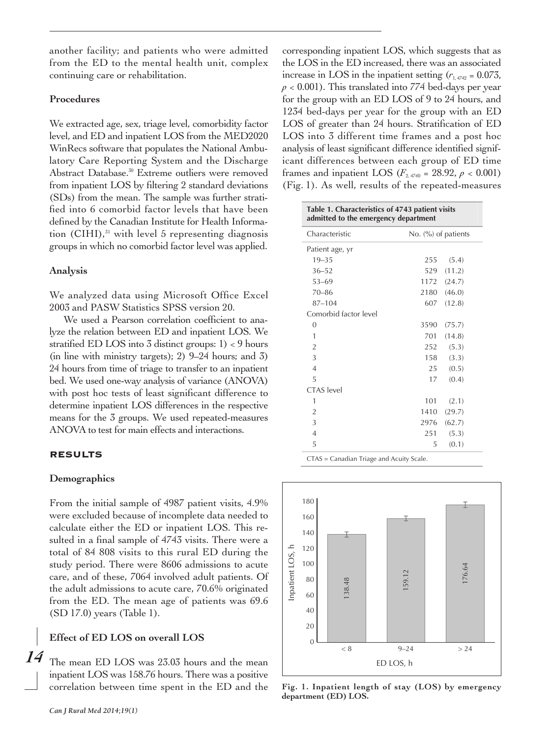another facility; and patients who were admitted from the ED to the mental health unit, complex continuing care or rehabilitation.

### Procedures

We extracted age, sex, triage level, comorbidity factor level, and ED and inpatient LOS from the MED2020 WinRecs software that populates the National Ambulatory Care Reporting System and the Discharge Abstract Database.[30] Extreme outliers were removed from inpatient LOS by filtering 2 standard deviations (SDs) from the mean. The sample was further stratified into 6 comorbid factor levels that have been defined by the Canadian Institute for Health Information (CIHI),[31] with level 5 representing diagnosis groups in which no comorbid factor level was applied.

### Analysis

We analyzed data using Microsoft Office Excel 2003 and PASW Statistics SPSS version 20.

We used a Pearson correlation coefficient to analyze the relation between ED and inpatient LOS. We stratified ED LOS into 3 distinct groups: 1) < 9 hours (in line with ministry targets); 2) 9–24 hours; and 3) 24 hours from time of triage to transfer to an inpatient bed. We used one-way analysis of variance (ANOVA) with post hoc tests of least significant difference to determine inpatient LOS differences in the respective means for the 3 groups. We used repeated-measures ANOVA to test for main effects and interactions.

## RESULTS

### Demographics

From the initial sample of 4987 patient visits, 4.9% were excluded because of incomplete data needed to calculate either the ED or inpatient LOS. This resulted in a final sample of 4743 visits. There were a total of 84 808 visits to this rural ED during the study period. There were 8606 admissions to acute care, and of these, 7064 involved adult patients. Of the adult admissions to acute care, 70.6% originated from the ED. The mean age of patients was 69.6 (SD 17.0) years (Table 1).

### Effect of ED LOS on overall LOS

The mean ED LOS was 23.03 hours and the mean inpatient LOS was 158.76 hours. There was a positive correlation between time spent in the ED and the corresponding inpatient LOS, which suggests that as the LOS in the ED increased, there was an associated increase in LOS in the inpatient setting ($r_{1,4742} = 0.073$, $p < 0.001$). This translated into 774 bed-days per year for the group with an ED LOS of 9 to 24 hours, and 1234 bed-days per year for the group with an ED LOS of greater than 24 hours. Stratification of ED LOS into 3 different time frames and a post hoc analysis of least significant difference identified significant differences between each group of ED time frames and inpatient LOS ($F_{2,4740} = 28.92$, $p < 0.001$) (Fig. 1). As well, results of the repeated-measures

**Table 1. Characteristics of 4743 patient visits admitted to the emergency department**

| Characteristic | No. (%) of patients |
|---|---|
| Patient age, yr | |
| 19–35 | 255 (5.4) |
| 36–52 | 529 (11.2) |
| 53–69 | 1172 (24.7) |
| 70–86 | 2180 (46.0) |
| 87–104 | 607 (12.8) |
| Comorbid factor level | |
| 0 | 3590 (75.7) |
| 1 | 701 (14.8) |
| 2 | 252 (5.3) |
| 3 | 158 (3.3) |
| 4 | 25 (0.5) |
| 5 | 17 (0.4) |
| CTAS level | |
| 1 | 101 (2.1) |
| 2 | 1410 (29.7) |
| 3 | 2976 (62.7) |
| 4 | 251 (5.3) |
| 5 | 5 (0.1) |

CTAS = Canadian Triage and Acuity Scale.

| ED LOS, h | Inpatient LOS, h |
|---|---|
| < 8 | 138.48 |
| 9–24 | 159.12 |
| > 24 | 176.64 |

**Fig. 1. Inpatient length of stay (LOS) by emergency department (ED) LOS.**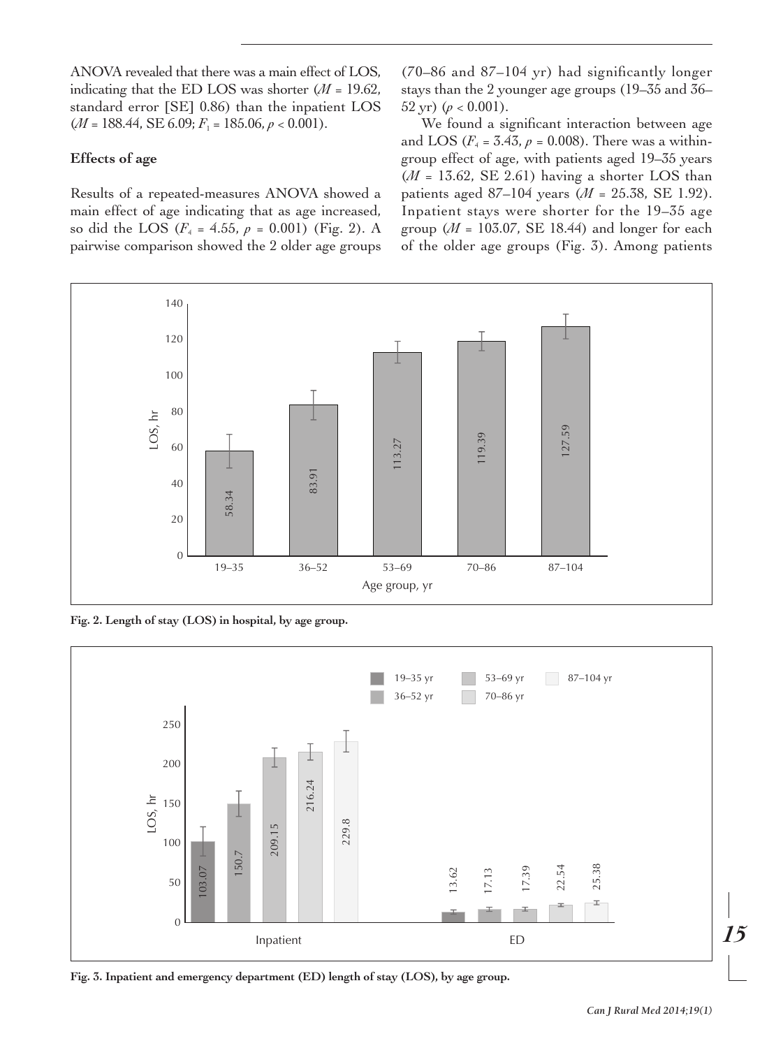ANOVA revealed that there was a main effect of LOS, indicating that the ED LOS was shorter ($M$ = 19.62, standard error [SE] 0.86) than the inpatient LOS ($M$ = 188.44, SE 6.09; $F_1$ = 185.06, $p < 0.001$).

### Effects of age

Results of a repeated-measures ANOVA showed a main effect of age indicating that as age increased, so did the LOS ($F_4$ = 4.55, $p$ = 0.001) (Fig. 2). A pairwise comparison showed the 2 older age groups (70–86 and 87–104 yr) had significantly longer stays than the 2 younger age groups (19–35 and 36–52 yr) ($p < 0.001$).

We found a significant interaction between age and LOS ($F_4$ = 3.43, $p$ = 0.008). There was a within-group effect of age, with patients aged 19–35 years ($M$ = 13.62, SE 2.61) having a shorter LOS than patients aged 87–104 years ($M$ = 25.38, SE 1.92). Inpatient stays were shorter for the 19–35 age group ($M$ = 103.07, SE 18.44) and longer for each of the older age groups (Fig. 3). Among patients

**Fig. 2. Length of stay (LOS) in hospital, by age group.**

**Fig. 3. Inpatient and emergency department (ED) length of stay (LOS), by age group.**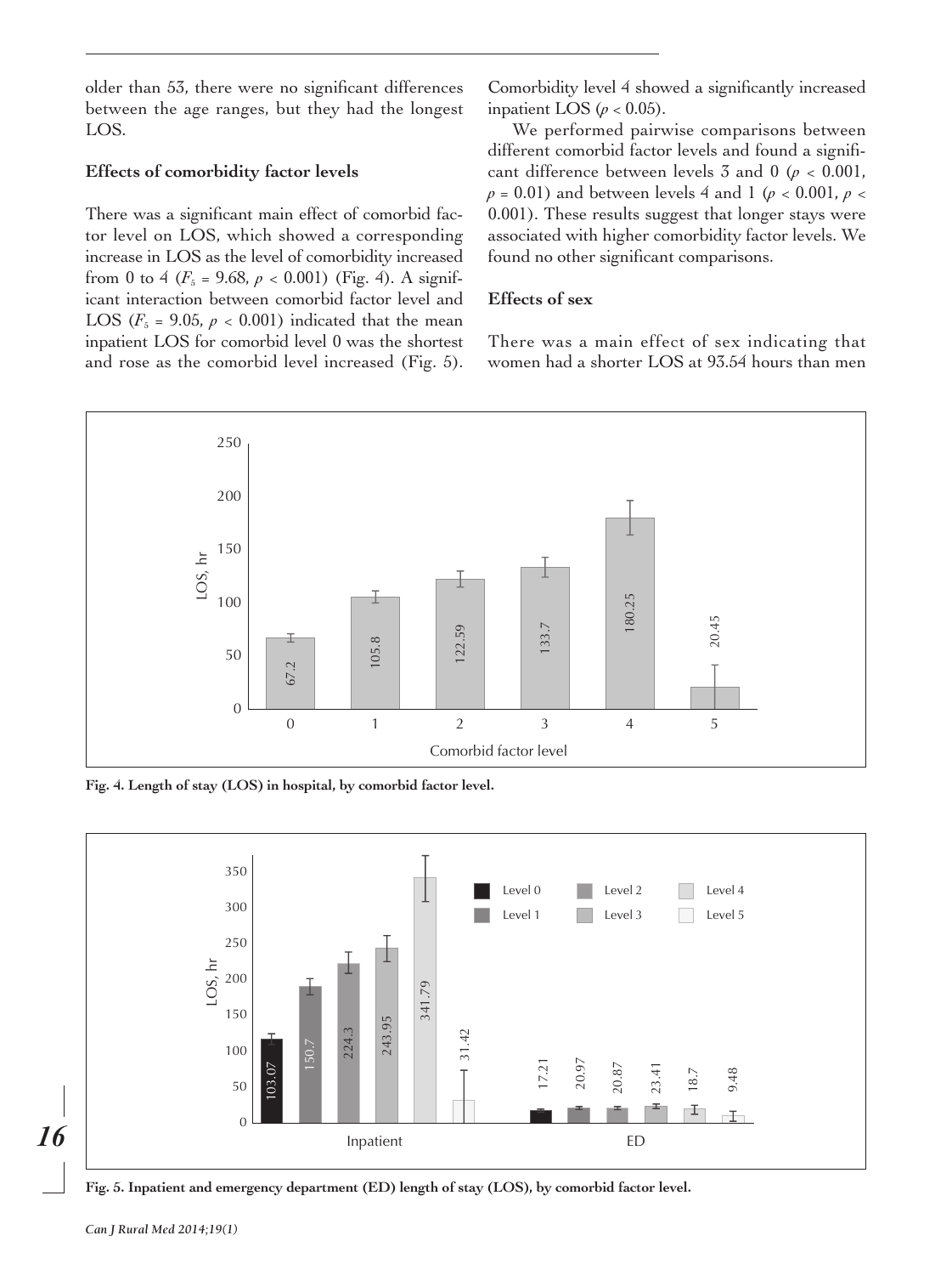older than 53, there were no significant differences between the age ranges, but they had the longest LOS.

### Effects of comorbidity factor levels

There was a significant main effect of comorbid factor level on LOS, which showed a corresponding increase in LOS as the level of comorbidity increased from 0 to 4 ($F_5 = 9.68$, $p < 0.001$) (Fig. 4). A significant interaction between comorbid factor level and LOS ($F_5 = 9.05$, $p < 0.001$) indicated that the mean inpatient LOS for comorbid level 0 was the shortest and rose as the comorbid level increased (Fig. 5). Comorbidity level 4 showed a significantly increased inpatient LOS ($p < 0.05$).

We performed pairwise comparisons between different comorbid factor levels and found a significant difference between levels 3 and 0 ($p < 0.001$, $p = 0.01$) and between levels 4 and 1 ($p < 0.001$, $p < 0.001$). These results suggest that longer stays were associated with higher comorbidity factor levels. We found no other significant comparisons.

### Effects of sex

There was a main effect of sex indicating that women had a shorter LOS at 93.54 hours than men

**Fig. 4. Length of stay (LOS) in hospital, by comorbid factor level.**

**Fig. 5. Inpatient and emergency department (ED) length of stay (LOS), by comorbid factor level.**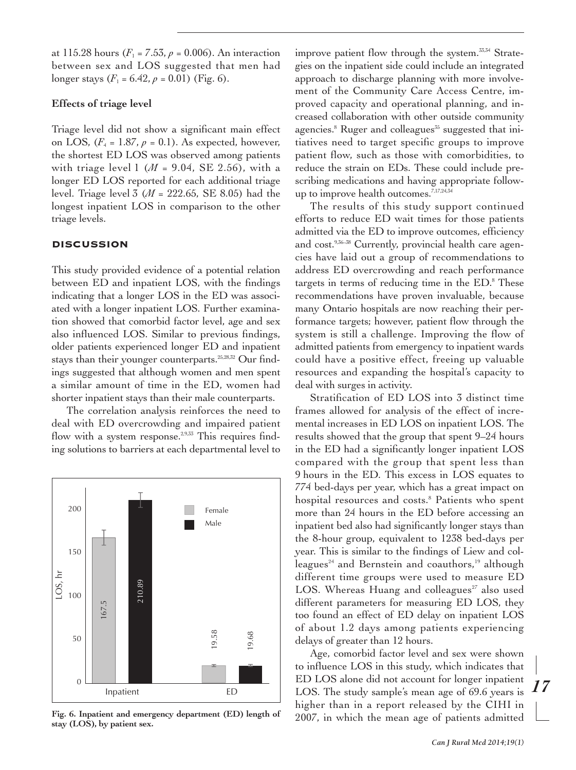at 115.28 hours ($F_1$ = 7.53, $p$ = 0.006). An interaction between sex and LOS suggested that men had longer stays ($F_1$ = 6.42, $p$ = 0.01) (Fig. 6).

**Effects of triage level**

Triage level did not show a significant main effect on LOS, ($F_4$ = 1.87, $p$ = 0.1). As expected, however, the shortest ED LOS was observed among patients with triage level 1 ($M$ = 9.04, SE 2.56), with a longer ED LOS reported for each additional triage level. Triage level 3 ($M$ = 222.65, SE 8.05) had the longest inpatient LOS in comparison to the other triage levels.

## DISCUSSION

This study provided evidence of a potential relation between ED and inpatient LOS, with the findings indicating that a longer LOS in the ED was associated with a longer inpatient LOS. Further examination showed that comorbid factor level, age and sex also influenced LOS. Similar to previous findings, older patients experienced longer ED and inpatient stays than their younger counterparts.[25,28,32] Our findings suggested that although women and men spent a similar amount of time in the ED, women had shorter inpatient stays than their male counterparts.

The correlation analysis reinforces the need to deal with ED overcrowding and impaired patient flow with a system response.[2,9,33] This requires finding solutions to barriers at each departmental level to improve patient flow through the system.[33,34] Strategies on the inpatient side could include an integrated approach to discharge planning with more involvement of the Community Care Access Centre, improved capacity and operational planning, and increased collaboration with other outside community agencies.[8] Ruger and colleagues[35] suggested that initiatives need to target specific groups to improve patient flow, such as those with comorbidities, to reduce the strain on EDs. These could include prescribing medications and having appropriate follow-up to improve health outcomes.[7,17,24,34]

| LOS, hr | Female | Male |
|---|---|---|
| Inpatient | 167.5 | 210.89 |
| ED | 19.58 | 19.68 |

Fig. 6. Inpatient and emergency department (ED) length of stay (LOS), by patient sex.

The results of this study support continued efforts to reduce ED wait times for those patients admitted via the ED to improve outcomes, efficiency and cost.[9,36–38] Currently, provincial health care agencies have laid out a group of recommendations to address ED overcrowding and reach performance targets in terms of reducing time in the ED.[8] These recommendations have proven invaluable, because many Ontario hospitals are now reaching their performance targets; however, patient flow through the system is still a challenge. Improving the flow of admitted patients from emergency to inpatient wards could have a positive effect, freeing up valuable resources and expanding the hospital's capacity to deal with surges in activity.

Stratification of ED LOS into 3 distinct time frames allowed for analysis of the effect of incremental increases in ED LOS on inpatient LOS. The results showed that the group that spent 9–24 hours in the ED had a significantly longer inpatient LOS compared with the group that spent less than 9 hours in the ED. This excess in LOS equates to 774 bed-days per year, which has a great impact on hospital resources and costs.[8] Patients who spent more than 24 hours in the ED before accessing an inpatient bed also had significantly longer stays than the 8-hour group, equivalent to 1238 bed-days per year. This is similar to the findings of Liew and colleagues[24] and Bernstein and coauthors,[19] although different time groups were used to measure ED LOS. Whereas Huang and colleagues[27] also used different parameters for measuring ED LOS, they too found an effect of ED delay on inpatient LOS of about 1.2 days among patients experiencing delays of greater than 12 hours.

Age, comorbid factor level and sex were shown to influence LOS in this study, which indicates that ED LOS alone did not account for longer inpatient LOS. The study sample's mean age of 69.6 years is higher than in a report released by the CIHI in 2007, in which the mean age of patients admitted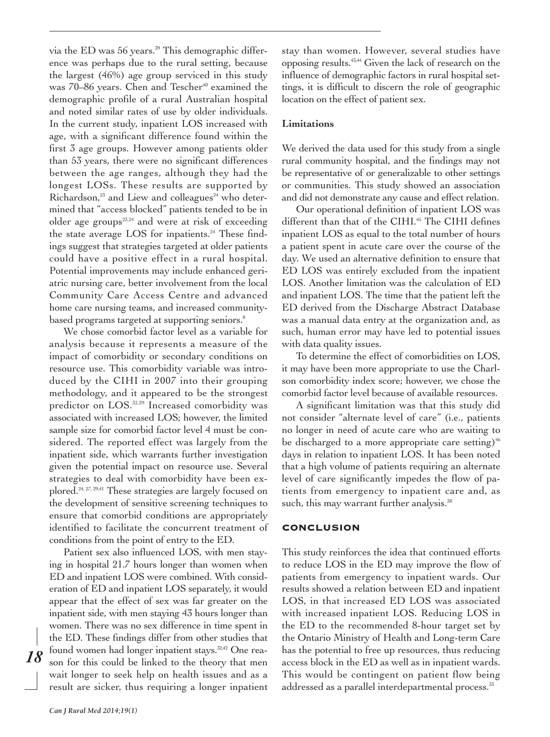via the ED was 56 years.[39] This demographic difference was perhaps due to the rural setting, because the largest (46%) age group serviced in this study was 70–86 years. Chen and Tescher[40] examined the demographic profile of a rural Australian hospital and noted similar rates of use by older individuals. In the current study, inpatient LOS increased with age, with a significant difference found within the first 3 age groups. However among patients older than 53 years, there were no significant differences between the age ranges, although they had the longest LOSs. These results are supported by Richardson,[23] and Liew and colleagues[24] who determined that "access blocked" patients tended to be in older age groups[23,24] and were at risk of exceeding the state average LOS for inpatients.[24] These findings suggest that strategies targeted at older patients could have a positive effect in a rural hospital. Potential improvements may include enhanced geriatric nursing care, better involvement from the local Community Care Access Centre and advanced home care nursing teams, and increased community-based programs targeted at supporting seniors.[8]

We chose comorbid factor level as a variable for analysis because it represents a measure of the impact of comorbidity or secondary conditions on resource use. This comorbidity variable was introduced by the CIHI in 2007 into their grouping methodology, and it appeared to be the strongest predictor on LOS.[32,39] Increased comorbidity was associated with increased LOS; however, the limited sample size for comorbid factor level 4 must be considered. The reported effect was largely from the inpatient side, which warrants further investigation given the potential impact on resource use. Several strategies to deal with comorbidity have been explored.[24,27,29,41] These strategies are largely focused on the development of sensitive screening techniques to ensure that comorbid conditions are appropriately identified to facilitate the concurrent treatment of conditions from the point of entry to the ED.

Patient sex also influenced LOS, with men staying in hospital 21.7 hours longer than women when ED and inpatient LOS were combined. With consideration of ED and inpatient LOS separately, it would appear that the effect of sex was far greater on the inpatient side, with men staying 43 hours longer than women. There was no sex difference in time spent in the ED. These findings differ from other studies that found women had longer inpatient stays.[32,42] One reason for this could be linked to the theory that men wait longer to seek help on health issues and as a result are sicker, thus requiring a longer inpatient stay than women. However, several studies have opposing results.[43,44] Given the lack of research on the influence of demographic factors in rural hospital settings, it is difficult to discern the role of geographic location on the effect of patient sex.

**Limitations**

We derived the data used for this study from a single rural community hospital, and the findings may not be representative of or generalizable to other settings or communities. This study showed an association and did not demonstrate any cause and effect relation.

Our operational definition of inpatient LOS was different than that of the CIHI.[45] The CIHI defines inpatient LOS as equal to the total number of hours a patient spent in acute care over the course of the day. We used an alternative definition to ensure that ED LOS was entirely excluded from the inpatient LOS. Another limitation was the calculation of ED and inpatient LOS. The time that the patient left the ED derived from the Discharge Abstract Database was a manual data entry at the organization and, as such, human error may have led to potential issues with data quality issues.

To determine the effect of comorbidities on LOS, it may have been more appropriate to use the Charlson comorbidity index score; however, we chose the comorbid factor level because of available resources.

A significant limitation was that this study did not consider "alternate level of care" (i.e., patients no longer in need of acute care who are waiting to be discharged to a more appropriate care setting)[46] days in relation to inpatient LOS. It has been noted that a high volume of patients requiring an alternate level of care significantly impedes the flow of patients from emergency to inpatient care and, as such, this may warrant further analysis.[38]

## CONCLUSION

This study reinforces the idea that continued efforts to reduce LOS in the ED may improve the flow of patients from emergency to inpatient wards. Our results showed a relation between ED and inpatient LOS, in that increased ED LOS was associated with increased inpatient LOS. Reducing LOS in the ED to the recommended 8-hour target set by the Ontario Ministry of Health and Long-term Care has the potential to free up resources, thus reducing access block in the ED as well as in inpatient wards. This would be contingent on patient flow being addressed as a parallel interdepartmental process.[33]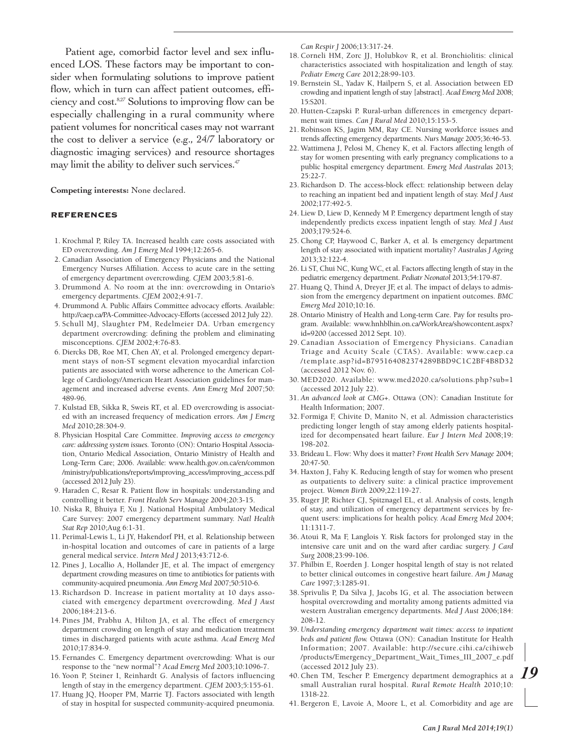Patient age, comorbid factor level and sex influenced LOS. These factors may be important to consider when formulating solutions to improve patient flow, which in turn can affect patient outcomes, efficiency and cost.[8,27] Solutions to improving flow can be especially challenging in a rural community where patient volumes for noncritical cases may not warrant the cost to deliver a service (e.g., 24/7 laboratory or diagnostic imaging services) and resource shortages may limit the ability to deliver such services.[47]

**Competing interests:** None declared.

## REFERENCES

1. Krochmal P, Riley TA. Increased health care costs associated with ED overcrowding. *Am J Emerg Med* 1994;12:265-6.
2. Canadian Association of Emergency Physicians and the National Emergency Nurses Affiliation. Access to acute care in the setting of emergency department overcrowding. *CJEM* 2003;5:81-6.
3. Drummond A. No room at the inn: overcrowding in Ontario's emergency departments. *CJEM* 2002;4:91-7.
4. Drummond A. Public Affairs Committee advocacy efforts. Available: http://caep.ca/PA-Committee-Advocacy-Efforts (accessed 2012 July 22).
5. Schull MJ, Slaughter PM, Redelmeier DA. Urban emergency department overcrowding: defining the problem and eliminating misconceptions. *CJEM* 2002;4:76-83.
6. Diercks DB, Roe MT, Chen AY, et al. Prolonged emergency department stays of non-ST segment elevation myocardial infarction patients are associated with worse adherence to the American College of Cardiology/American Heart Association guidelines for management and increased adverse events. *Ann Emerg Med* 2007;50: 489-96.
7. Kulstad EB, Sikka R, Sweis RT, et al. ED overcrowding is associated with an increased frequency of medication errors. *Am J Emerg Med* 2010;28:304-9.
8. Physician Hospital Care Committee. *Improving access to emergency care: addressing system issues.* Toronto (ON): Ontario Hospital Association, Ontario Medical Association, Ontario Ministry of Health and Long-Term Care; 2006. Available: www.health.gov.on.ca/en/common /ministry/publications/reports/improving_access/improving_access.pdf (accessed 2012 July 23).
9. Haraden C, Resar R. Patient flow in hospitals: understanding and controlling it better. *Front Health Serv Manage* 2004;20:3-15.
10. Niska R, Bhuiya F, Xu J. National Hospital Ambulatory Medical Care Survey: 2007 emergency department summary. *Natl Health Stat Rep* 2010;Aug 6:1-31.
11. Perimal-Lewis L, Li JY, Hakendorf PH, et al. Relationship between in-hospital location and outcomes of care in patients of a large general medical service. *Intern Med J* 2013;43:712-6.
12. Pines J, Locallio A, Hollander JE, et al. The impact of emergency department crowding measures on time to antibiotics for patients with community-acquired pneumonia. *Ann Emerg Med* 2007;50:510-6.
13. Richardson D. Increase in patient mortality at 10 days associated with emergency department overcrowding. *Med J Aust* 2006;184:213-6.
14. Pines JM, Prabhu A, Hilton JA, et al. The effect of emergency department crowding on length of stay and medication treatment times in discharged patients with acute asthma. *Acad Emerg Med* 2010;17:834-9.
15. Fernandes C. Emergency department overcrowding: What is our response to the "new normal"? *Acad Emerg Med* 2003;10:1096-7.
16. Yoon P, Steiner I, Reinhardt G. Analysis of factors influencing length of stay in the emergency department. *CJEM* 2003;5:155-61.
17. Huang JQ, Hooper PM, Marrie TJ. Factors associated with length of stay in hospital for suspected community-acquired pneumonia. *Can Respir J* 2006;13:317-24.
18. Corneli HM, Zorc JJ, Holubkov R, et al. Bronchiolitis: clinical characteristics associated with hospitalization and length of stay. *Pediatr Emerg Care* 2012;28:99-103.
19. Bernstein SL, Yadav K, Hailpern S, et al. Association between ED crowding and inpatient length of stay [abstract]. *Acad Emerg Med* 2008; 15:S201.
20. Hutten-Czapski P. Rural-urban differences in emergency department wait times. *Can J Rural Med* 2010;15:153-5.
21. Robinson KS, Jagim MM, Ray CE. Nursing workforce issues and trends affecting emergency departments. *Nurs Manage* 2005;36:46-53.
22. Wattimena J, Pelosi M, Cheney K, et al. Factors affecting length of stay for women presenting with early pregnancy complications to a public hospital emergency department. *Emerg Med Australas* 2013; 25:22-7.
23. Richardson D. The access-block effect: relationship between delay to reaching an inpatient bed and inpatient length of stay. *Med J Aust* 2002;177:492-5.
24. Liew D, Liew D, Kennedy M P. Emergency department length of stay independently predicts excess inpatient length of stay. *Med J Aust* 2003;179:524-6.
25. Chong CP, Haywood C, Barker A, et al. Is emergency department length of stay associated with inpatient mortality? *Australas J Ageing* 2013;32:122-4.
26. Li ST, Chui NC, Kung WC, et al. Factors affecting length of stay in the pediatric emergency department. *Pediatr Neonatol* 2013;54:179-87.
27. Huang Q, Thind A, Dreyer JF, et al. The impact of delays to admission from the emergency department on inpatient outcomes. *BMC Emerg Med* 2010;10:16.
28. Ontario Ministry of Health and Long-term Care. Pay for results program. Available: www.hnhblhin.on.ca/WorkArea/showcontent.aspx?id=9200 (accessed 2012 Sept. 10).
29. Canadian Association of Emergency Physicians. Canadian Triage and Acuity Scale (CTAS). Available: www.caep.ca /template.asp?id=B795164082374289BBD9C1C2BF4B8D32 (accessed 2012 Nov. 6).
30. MED2020. Available: www.med2020.ca/solutions.php?sub=1 (accessed 2012 July 22).
31. *An advanced look at CMG+.* Ottawa (ON): Canadian Institute for Health Information; 2007.
32. Formiga F, Chivite D, Manito N, et al. Admission characteristics predicting longer length of stay among elderly patients hospitalized for decompensated heart failure. *Eur J Intern Med* 2008;19: 198-202.
33. Brideau L. Flow: Why does it matter? *Front Health Serv Manage* 2004; 20:47-50.
34. Haxton J, Fahy K. Reducing length of stay for women who present as outpatients to delivery suite: a clinical practice improvement project. *Women Birth* 2009;22:119-27.
35. Ruger JP, Richter CJ, Spitznagel EL, et al. Analysis of costs, length of stay, and utilization of emergency department services by frequent users: implications for health policy. *Acad Emerg Med* 2004; 11:1311-7.
36. Atoui R, Ma F, Langlois Y. Risk factors for prolonged stay in the intensive care unit and on the ward after cardiac surgery. *J Card Surg* 2008;23:99-106.
37. Philbin E, Roerden J. Longer hospital length of stay is not related to better clinical outcomes in congestive heart failure. *Am J Manag Care* 1997;3:1285-91.
38. Sprivulis P, Da Silva J, Jacobs IG, et al. The association between hospital overcrowding and mortality among patients admitted via western Australian emergency departments. *Med J Aust* 2006;184: 208-12.
39. *Understanding emergency department wait times: access to inpatient beds and patient flow.* Ottawa (ON): Canadian Institute for Health Information; 2007. Available: http://secure.cihi.ca/cihiweb /products/Emergency_Department_Wait_Times_III_2007_e.pdf (accessed 2012 July 23).
40. Chen TM, Tescher P. Emergency department demographics at a small Australian rural hospital. *Rural Remote Health* 2010;10: 1318-22.
41. Bergeron E, Lavoie A, Moore L, et al. Comorbidity and age are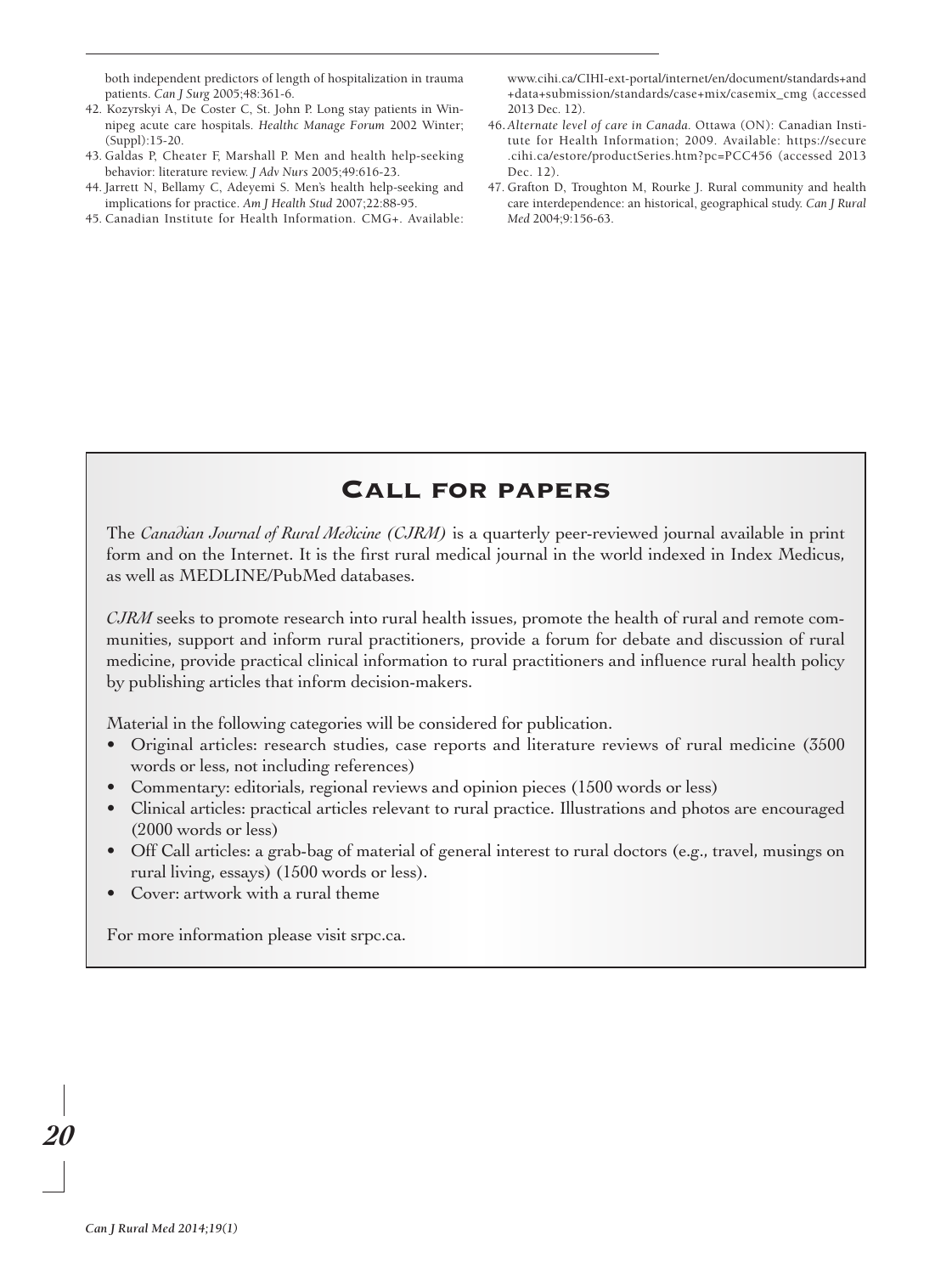both independent predictors of length of hospitalization in trauma patients. *Can J Surg* 2005;48:361-6.

42. Kozyrskyi A, De Coster C, St. John P. Long stay patients in Winnipeg acute care hospitals. *Healthc Manage Forum* 2002 Winter; (Suppl):15-20.
43. Galdas P, Cheater F, Marshall P. Men and health help-seeking behavior: literature review. *J Adv Nurs* 2005;49:616-23.
44. Jarrett N, Bellamy C, Adeyemi S. Men's health help-seeking and implications for practice. *Am J Health Stud* 2007;22:88-95.
45. Canadian Institute for Health Information. CMG+. Available: www.cihi.ca/CIHI-ext-portal/internet/en/document/standards+and+data+submission/standards/case+mix/casemix_cmg (accessed 2013 Dec. 12).
46. *Alternate level of care in Canada.* Ottawa (ON): Canadian Institute for Health Information; 2009. Available: https://secure.cihi.ca/estore/productSeries.htm?pc=PCC456 (accessed 2013 Dec. 12).
47. Grafton D, Troughton M, Rourke J. Rural community and health care interdependence: an historical, geographical study. *Can J Rural Med* 2004;9:156-63.

## Call for papers

The *Canadian Journal of Rural Medicine (CJRM)* is a quarterly peer-reviewed journal available in print form and on the Internet. It is the first rural medical journal in the world indexed in Index Medicus, as well as MEDLINE/PubMed databases.

*CJRM* seeks to promote research into rural health issues, promote the health of rural and remote communities, support and inform rural practitioners, provide a forum for debate and discussion of rural medicine, provide practical clinical information to rural practitioners and influence rural health policy by publishing articles that inform decision-makers.

Material in the following categories will be considered for publication.

- Original articles: research studies, case reports and literature reviews of rural medicine (3500 words or less, not including references)
- Commentary: editorials, regional reviews and opinion pieces (1500 words or less)
- Clinical articles: practical articles relevant to rural practice. Illustrations and photos are encouraged (2000 words or less)
- Off Call articles: a grab-bag of material of general interest to rural doctors (e.g., travel, musings on rural living, essays) (1500 words or less).
- Cover: artwork with a rural theme

For more information please visit srpc.ca.